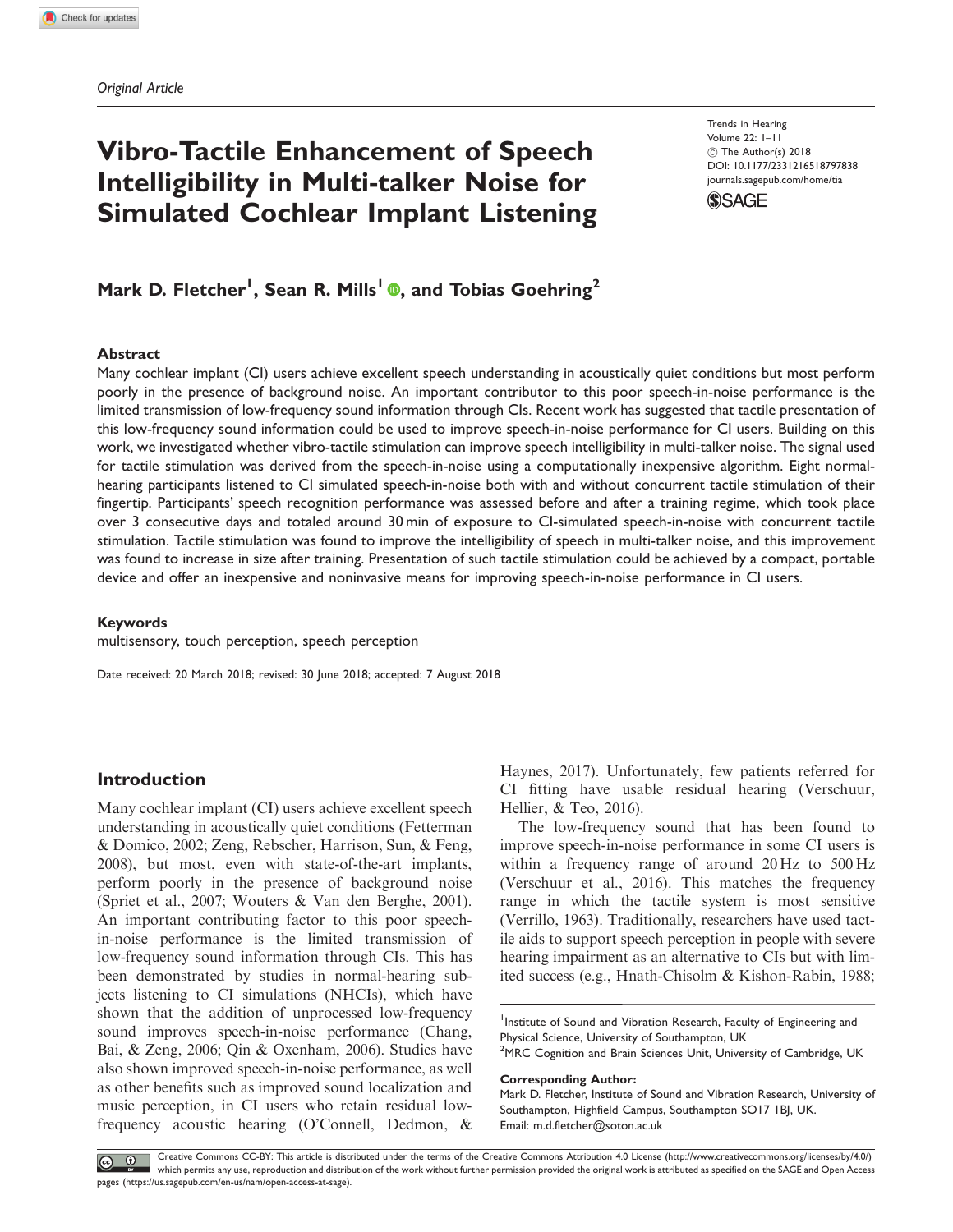Original Article

# Vibro-Tactile Enhancement of Speech Intelligibility in Multi-talker Noise for Simulated Cochlear Implant Listening

Trends in Hearing
Volume 22: 1–11
© The Author(s) 2018
DOI: 10.1177/2331216518797838
journals.sagepub.com/home/tia

**Mark D. Fletcher[1], Sean R. Mills[1], and Tobias Goehring[2]**

## Abstract

Many cochlear implant (CI) users achieve excellent speech understanding in acoustically quiet conditions but most perform poorly in the presence of background noise. An important contributor to this poor speech-in-noise performance is the limited transmission of low-frequency sound information through CIs. Recent work has suggested that tactile presentation of this low-frequency sound information could be used to improve speech-in-noise performance for CI users. Building on this work, we investigated whether vibro-tactile stimulation can improve speech intelligibility in multi-talker noise. The signal used for tactile stimulation was derived from the speech-in-noise using a computationally inexpensive algorithm. Eight normal-hearing participants listened to CI simulated speech-in-noise both with and without concurrent tactile stimulation of their fingertip. Participants' speech recognition performance was assessed before and after a training regime, which took place over 3 consecutive days and totaled around 30 min of exposure to CI-simulated speech-in-noise with concurrent tactile stimulation. Tactile stimulation was found to improve the intelligibility of speech in multi-talker noise, and this improvement was found to increase in size after training. Presentation of such tactile stimulation could be achieved by a compact, portable device and offer an inexpensive and noninvasive means for improving speech-in-noise performance in CI users.

## Keywords

multisensory, touch perception, speech perception

Date received: 20 March 2018; revised: 30 June 2018; accepted: 7 August 2018

## Introduction

Many cochlear implant (CI) users achieve excellent speech understanding in acoustically quiet conditions (Fetterman & Domico, 2002; Zeng, Rebscher, Harrison, Sun, & Feng, 2008), but most, even with state-of-the-art implants, perform poorly in the presence of background noise (Spriet et al., 2007; Wouters & Van den Berghe, 2001). An important contributing factor to this poor speech-in-noise performance is the limited transmission of low-frequency sound information through CIs. This has been demonstrated by studies in normal-hearing subjects listening to CI simulations (NHCIs), which have shown that the addition of unprocessed low-frequency sound improves speech-in-noise performance (Chang, Bai, & Zeng, 2006; Qin & Oxenham, 2006). Studies have also shown improved speech-in-noise performance, as well as other benefits such as improved sound localization and music perception, in CI users who retain residual low-frequency acoustic hearing (O'Connell, Dedmon, & Haynes, 2017). Unfortunately, few patients referred for CI fitting have usable residual hearing (Verschuur, Hellier, & Teo, 2016).

The low-frequency sound that has been found to improve speech-in-noise performance in some CI users is within a frequency range of around 20 Hz to 500 Hz (Verschuur et al., 2016). This matches the frequency range in which the tactile system is most sensitive (Verrillo, 1963). Traditionally, researchers have used tactile aids to support speech perception in people with severe hearing impairment as an alternative to CIs but with limited success (e.g., Hnath-Chisolm & Kishon-Rabin, 1988;

[1]Institute of Sound and Vibration Research, Faculty of Engineering and Physical Science, University of Southampton, UK
[2]MRC Cognition and Brain Sciences Unit, University of Cambridge, UK

**Corresponding Author:**
Mark D. Fletcher, Institute of Sound and Vibration Research, University of Southampton, Highfield Campus, Southampton SO17 1BJ, UK.
Email: m.d.fletcher@soton.ac.uk

Creative Commons CC-BY: This article is distributed under the terms of the Creative Commons Attribution 4.0 License (http://www.creativecommons.org/licenses/by/4.0/) which permits any use, reproduction and distribution of the work without further permission provided the original work is attributed as specified on the SAGE and Open Access pages (https://us.sagepub.com/en-us/nam/open-access-at-sage).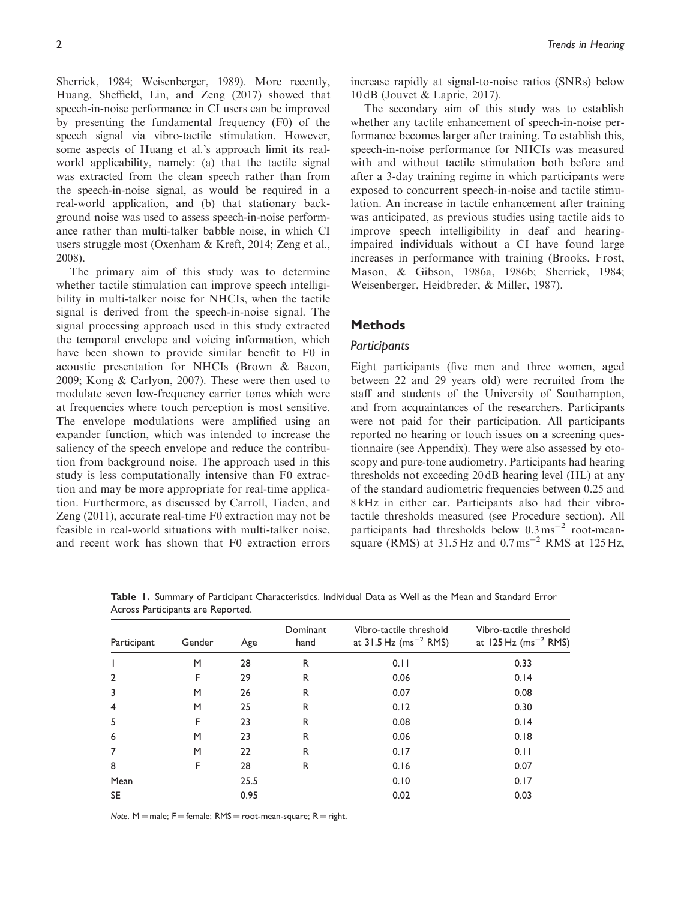Sherrick, 1984; Weisenberger, 1989). More recently, Huang, Sheffield, Lin, and Zeng (2017) showed that speech-in-noise performance in CI users can be improved by presenting the fundamental frequency (F0) of the speech signal via vibro-tactile stimulation. However, some aspects of Huang et al.'s approach limit its real-world applicability, namely: (a) that the tactile signal was extracted from the clean speech rather than from the speech-in-noise signal, as would be required in a real-world application, and (b) that stationary background noise was used to assess speech-in-noise performance rather than multi-talker babble noise, in which CI users struggle most (Oxenham & Kreft, 2014; Zeng et al., 2008).

The primary aim of this study was to determine whether tactile stimulation can improve speech intelligibility in multi-talker noise for NHCIs, when the tactile signal is derived from the speech-in-noise signal. The signal processing approach used in this study extracted the temporal envelope and voicing information, which have been shown to provide similar benefit to F0 in acoustic presentation for NHCIs (Brown & Bacon, 2009; Kong & Carlyon, 2007). These were then used to modulate seven low-frequency carrier tones which were at frequencies where touch perception is most sensitive. The envelope modulations were amplified using an expander function, which was intended to increase the saliency of the speech envelope and reduce the contribution from background noise. The approach used in this study is less computationally intensive than F0 extraction and may be more appropriate for real-time application. Furthermore, as discussed by Carroll, Tiaden, and Zeng (2011), accurate real-time F0 extraction may not be feasible in real-world situations with multi-talker noise, and recent work has shown that F0 extraction errors increase rapidly at signal-to-noise ratios (SNRs) below 10 dB (Jouvet & Laprie, 2017).

The secondary aim of this study was to establish whether any tactile enhancement of speech-in-noise performance becomes larger after training. To establish this, speech-in-noise performance for NHCIs was measured with and without tactile stimulation both before and after a 3-day training regime in which participants were exposed to concurrent speech-in-noise and tactile stimulation. An increase in tactile enhancement after training was anticipated, as previous studies using tactile aids to improve speech intelligibility in deaf and hearing-impaired individuals without a CI have found large increases in performance with training (Brooks, Frost, Mason, & Gibson, 1986a, 1986b; Sherrick, 1984; Weisenberger, Heidbreder, & Miller, 1987).

## Methods

### *Participants*

Eight participants (five men and three women, aged between 22 and 29 years old) were recruited from the staff and students of the University of Southampton, and from acquaintances of the researchers. Participants were not paid for their participation. All participants reported no hearing or touch issues on a screening questionnaire (see Appendix). They were also assessed by otoscopy and pure-tone audiometry. Participants had hearing thresholds not exceeding 20 dB hearing level (HL) at any of the standard audiometric frequencies between 0.25 and 8 kHz in either ear. Participants also had their vibro-tactile thresholds measured (see Procedure section). All participants had thresholds below $0.3\,\text{ms}^{-2}$ root-mean-square (RMS) at 31.5 Hz and $0.7\,\text{ms}^{-2}$ RMS at 125 Hz,

**Table 1.** Summary of Participant Characteristics. Individual Data as Well as the Mean and Standard Error Across Participants are Reported.

| Participant | Gender | Age | Dominant hand | Vibro-tactile threshold at 31.5 Hz ($\text{ms}^{-2}$ RMS) | Vibro-tactile threshold at 125 Hz ($\text{ms}^{-2}$ RMS) |
|---|---|---|---|---|---|
| 1 | M | 28 | R | 0.11 | 0.33 |
| 2 | F | 29 | R | 0.06 | 0.14 |
| 3 | M | 26 | R | 0.07 | 0.08 |
| 4 | M | 25 | R | 0.12 | 0.30 |
| 5 | F | 23 | R | 0.08 | 0.14 |
| 6 | M | 23 | R | 0.06 | 0.18 |
| 7 | M | 22 | R | 0.17 | 0.11 |
| 8 | F | 28 | R | 0.16 | 0.07 |
| Mean | | 25.5 | | 0.10 | 0.17 |
| SE | | 0.95 | | 0.02 | 0.03 |

*Note.* M = male; F = female; RMS = root-mean-square; R = right.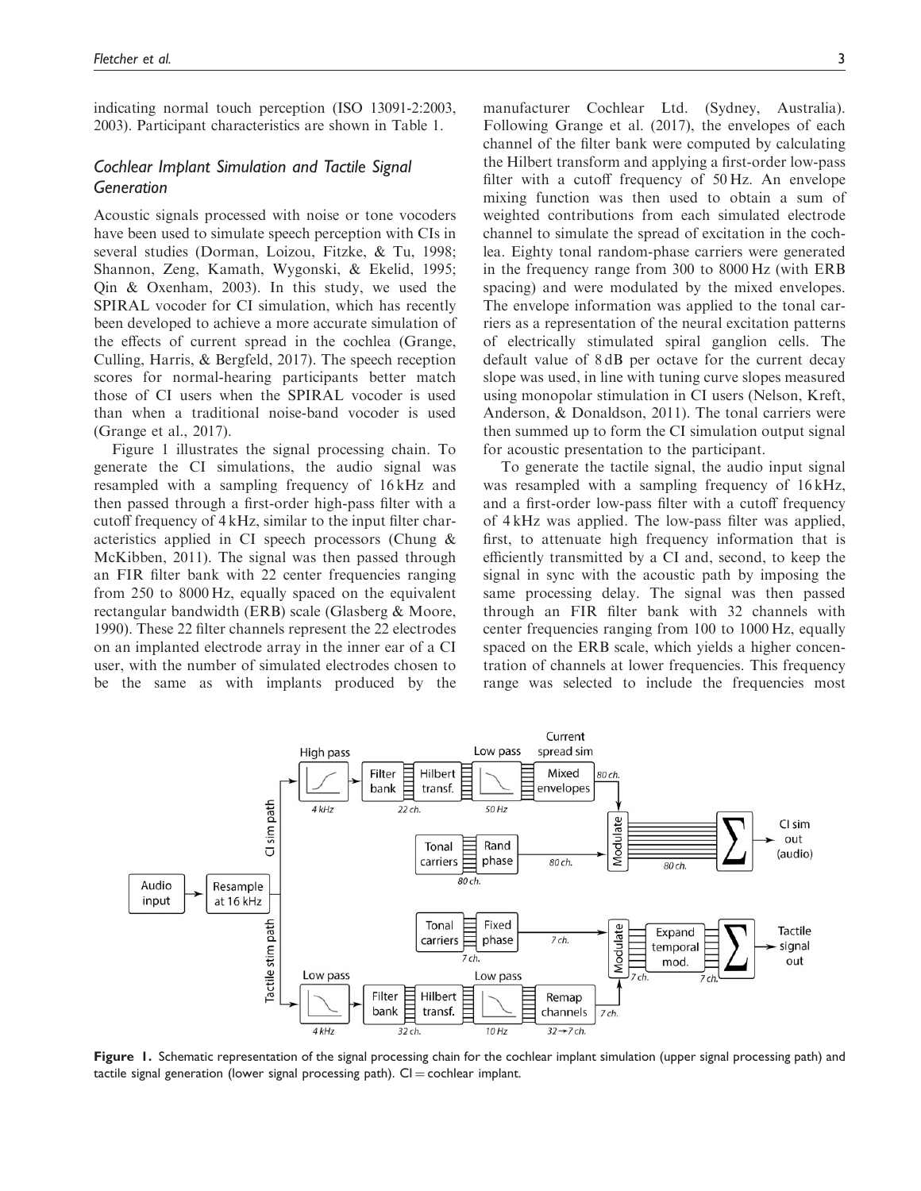indicating normal touch perception (ISO 13091-2:2003, 2003). Participant characteristics are shown in Table 1.

### *Cochlear Implant Simulation and Tactile Signal Generation*

Acoustic signals processed with noise or tone vocoders have been used to simulate speech perception with CIs in several studies (Dorman, Loizou, Fitzke, & Tu, 1998; Shannon, Zeng, Kamath, Wygonski, & Ekelid, 1995; Qin & Oxenham, 2003). In this study, we used the SPIRAL vocoder for CI simulation, which has recently been developed to achieve a more accurate simulation of the effects of current spread in the cochlea (Grange, Culling, Harris, & Bergfeld, 2017). The speech reception scores for normal-hearing participants better match those of CI users when the SPIRAL vocoder is used than when a traditional noise-band vocoder is used (Grange et al., 2017).

Figure 1 illustrates the signal processing chain. To generate the CI simulations, the audio signal was resampled with a sampling frequency of 16 kHz and then passed through a first-order high-pass filter with a cutoff frequency of 4 kHz, similar to the input filter characteristics applied in CI speech processors (Chung & McKibben, 2011). The signal was then passed through an FIR filter bank with 22 center frequencies ranging from 250 to 8000 Hz, equally spaced on the equivalent rectangular bandwidth (ERB) scale (Glasberg & Moore, 1990). These 22 filter channels represent the 22 electrodes on an implanted electrode array in the inner ear of a CI user, with the number of simulated electrodes chosen to be the same as with implants produced by the manufacturer Cochlear Ltd. (Sydney, Australia). Following Grange et al. (2017), the envelopes of each channel of the filter bank were computed by calculating the Hilbert transform and applying a first-order low-pass filter with a cutoff frequency of 50 Hz. An envelope mixing function was then used to obtain a sum of weighted contributions from each simulated electrode channel to simulate the spread of excitation in the cochlea. Eighty tonal random-phase carriers were generated in the frequency range from 300 to 8000 Hz (with ERB spacing) and were modulated by the mixed envelopes. The envelope information was applied to the tonal carriers as a representation of the neural excitation patterns of electrically stimulated spiral ganglion cells. The default value of 8 dB per octave for the current decay slope was used, in line with tuning curve slopes measured using monopolar stimulation in CI users (Nelson, Kreft, Anderson, & Donaldson, 2011). The tonal carriers were then summed up to form the CI simulation output signal for acoustic presentation to the participant.

To generate the tactile signal, the audio input signal was resampled with a sampling frequency of 16 kHz, and a first-order low-pass filter with a cutoff frequency of 4 kHz was applied. The low-pass filter was applied, first, to attenuate high frequency information that is efficiently transmitted by a CI and, second, to keep the signal in sync with the acoustic path by imposing the same processing delay. The signal was then passed through an FIR filter bank with 32 channels with center frequencies ranging from 100 to 1000 Hz, equally spaced on the ERB scale, which yields a higher concentration of channels at lower frequencies. This frequency range was selected to include the frequencies most

**Figure 1.** Schematic representation of the signal processing chain for the cochlear implant simulation (upper signal processing path) and tactile signal generation (lower signal processing path). CI = cochlear implant.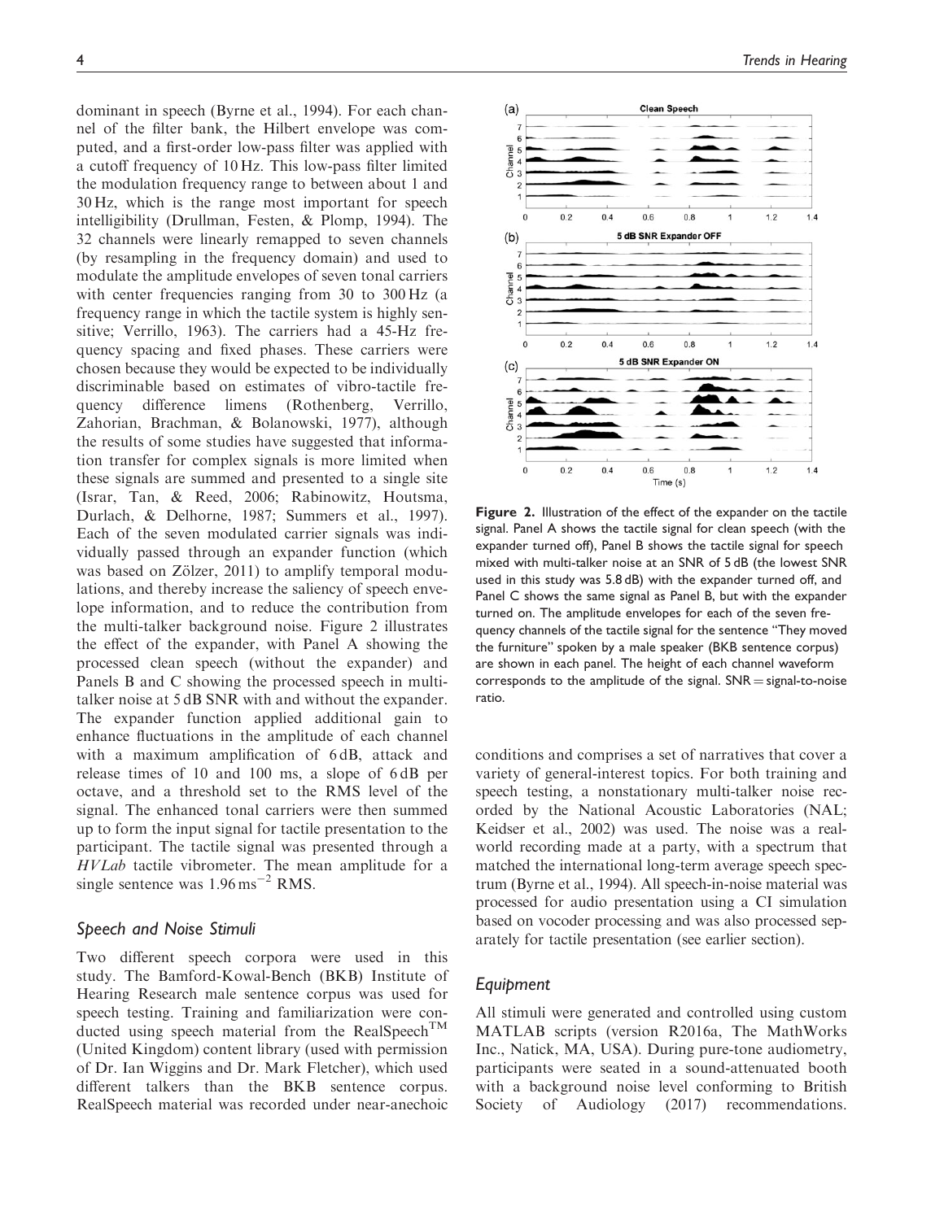dominant in speech (Byrne et al., 1994). For each channel of the filter bank, the Hilbert envelope was computed, and a first-order low-pass filter was applied with a cutoff frequency of 10 Hz. This low-pass filter limited the modulation frequency range to between about 1 and 30 Hz, which is the range most important for speech intelligibility (Drullman, Festen, & Plomp, 1994). The 32 channels were linearly remapped to seven channels (by resampling in the frequency domain) and used to modulate the amplitude envelopes of seven tonal carriers with center frequencies ranging from 30 to 300 Hz (a frequency range in which the tactile system is highly sensitive; Verrillo, 1963). The carriers had a 45-Hz frequency spacing and fixed phases. These carriers were chosen because they would be expected to be individually discriminable based on estimates of vibro-tactile frequency difference limens (Rothenberg, Verrillo, Zahorian, Brachman, & Bolanowski, 1977), although the results of some studies have suggested that information transfer for complex signals is more limited when these signals are summed and presented to a single site (Israr, Tan, & Reed, 2006; Rabinowitz, Houtsma, Durlach, & Delhorne, 1987; Summers et al., 1997). Each of the seven modulated carrier signals was individually passed through an expander function (which was based on Zölzer, 2011) to amplify temporal modulations, and thereby increase the saliency of speech envelope information, and to reduce the contribution from the multi-talker background noise. Figure 2 illustrates the effect of the expander, with Panel A showing the processed clean speech (without the expander) and Panels B and C showing the processed speech in multi-talker noise at 5 dB SNR with and without the expander. The expander function applied additional gain to enhance fluctuations in the amplitude of each channel with a maximum amplification of 6 dB, attack and release times of 10 and 100 ms, a slope of 6 dB per octave, and a threshold set to the RMS level of the signal. The enhanced tonal carriers were then summed up to form the input signal for tactile presentation to the participant. The tactile signal was presented through a *HVLab* tactile vibrometer. The mean amplitude for a single sentence was $1.96\,\mathrm{ms}^{-2}$ RMS.

**Figure 2.** Illustration of the effect of the expander on the tactile signal. Panel A shows the tactile signal for clean speech (with the expander turned off), Panel B shows the tactile signal for speech mixed with multi-talker noise at an SNR of 5 dB (the lowest SNR used in this study was 5.8 dB) with the expander turned off, and Panel C shows the same signal as Panel B, but with the expander turned on. The amplitude envelopes for each of the seven frequency channels of the tactile signal for the sentence "They moved the furniture" spoken by a male speaker (BKB sentence corpus) are shown in each panel. The height of each channel waveform corresponds to the amplitude of the signal. SNR = signal-to-noise ratio.

### *Speech and Noise Stimuli*

Two different speech corpora were used in this study. The Bamford-Kowal-Bench (BKB) Institute of Hearing Research male sentence corpus was used for speech testing. Training and familiarization were conducted using speech material from the RealSpeech$^{\mathrm{TM}}$ (United Kingdom) content library (used with permission of Dr. Ian Wiggins and Dr. Mark Fletcher), which used different talkers than the BKB sentence corpus. RealSpeech material was recorded under near-anechoic conditions and comprises a set of narratives that cover a variety of general-interest topics. For both training and speech testing, a nonstationary multi-talker noise recorded by the National Acoustic Laboratories (NAL; Keidser et al., 2002) was used. The noise was a real-world recording made at a party, with a spectrum that matched the international long-term average speech spectrum (Byrne et al., 1994). All speech-in-noise material was processed for audio presentation using a CI simulation based on vocoder processing and was also processed separately for tactile presentation (see earlier section).

### *Equipment*

All stimuli were generated and controlled using custom MATLAB scripts (version R2016a, The MathWorks Inc., Natick, MA, USA). During pure-tone audiometry, participants were seated in a sound-attenuated booth with a background noise level conforming to British Society of Audiology (2017) recommendations.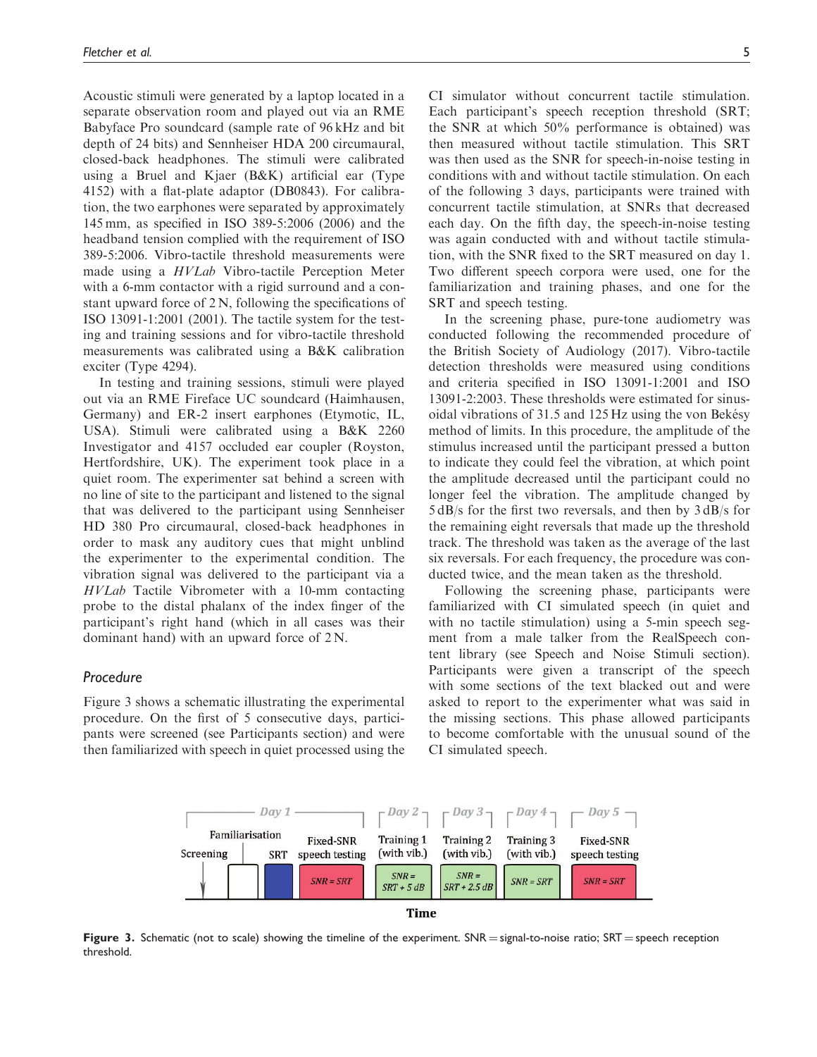Acoustic stimuli were generated by a laptop located in a separate observation room and played out via an RME Babyface Pro soundcard (sample rate of 96 kHz and bit depth of 24 bits) and Sennheiser HDA 200 circumaural, closed-back headphones. The stimuli were calibrated using a Bruel and Kjaer (B&K) artificial ear (Type 4152) with a flat-plate adaptor (DB0843). For calibration, the two earphones were separated by approximately 145 mm, as specified in ISO 389-5:2006 (2006) and the headband tension complied with the requirement of ISO 389-5:2006. Vibro-tactile threshold measurements were made using a *HVLab* Vibro-tactile Perception Meter with a 6-mm contactor with a rigid surround and a constant upward force of 2 N, following the specifications of ISO 13091-1:2001 (2001). The tactile system for the testing and training sessions and for vibro-tactile threshold measurements was calibrated using a B&K calibration exciter (Type 4294).

In testing and training sessions, stimuli were played out via an RME Fireface UC soundcard (Haimhausen, Germany) and ER-2 insert earphones (Etymotic, IL, USA). Stimuli were calibrated using a B&K 2260 Investigator and 4157 occluded ear coupler (Royston, Hertfordshire, UK). The experiment took place in a quiet room. The experimenter sat behind a screen with no line of site to the participant and listened to the signal that was delivered to the participant using Sennheiser HD 380 Pro circumaural, closed-back headphones in order to mask any auditory cues that might unblind the experimenter to the experimental condition. The vibration signal was delivered to the participant via a *HVLab* Tactile Vibrometer with a 10-mm contacting probe to the distal phalanx of the index finger of the participant's right hand (which in all cases was their dominant hand) with an upward force of 2 N.

## Procedure

Figure 3 shows a schematic illustrating the experimental procedure. On the first of 5 consecutive days, participants were screened (see Participants section) and were then familiarized with speech in quiet processed using the CI simulator without concurrent tactile stimulation. Each participant's speech reception threshold (SRT; the SNR at which 50% performance is obtained) was then measured without tactile stimulation. This SRT was then used as the SNR for speech-in-noise testing in conditions with and without tactile stimulation. On each of the following 3 days, participants were trained with concurrent tactile stimulation, at SNRs that decreased each day. On the fifth day, the speech-in-noise testing was again conducted with and without tactile stimulation, with the SNR fixed to the SRT measured on day 1. Two different speech corpora were used, one for the familiarization and training phases, and one for the SRT and speech testing.

In the screening phase, pure-tone audiometry was conducted following the recommended procedure of the British Society of Audiology (2017). Vibro-tactile detection thresholds were measured using conditions and criteria specified in ISO 13091-1:2001 and ISO 13091-2:2003. These thresholds were estimated for sinusoidal vibrations of 31.5 and 125 Hz using the von Békésy method of limits. In this procedure, the amplitude of the stimulus increased until the participant pressed a button to indicate they could feel the vibration, at which point the amplitude decreased until the participant could no longer feel the vibration. The amplitude changed by 5 dB/s for the first two reversals, and then by 3 dB/s for the remaining eight reversals that made up the threshold track. The threshold was taken as the average of the last six reversals. For each frequency, the procedure was conducted twice, and the mean taken as the threshold.

Following the screening phase, participants were familiarized with CI simulated speech (in quiet and with no tactile stimulation) using a 5-min speech segment from a male talker from the RealSpeech content library (see Speech and Noise Stimuli section). Participants were given a transcript of the speech with some sections of the text blacked out and were asked to report to the experimenter what was said in the missing sections. This phase allowed participants to become comfortable with the unusual sound of the CI simulated speech.

**Figure 3.** Schematic (not to scale) showing the timeline of the experiment. SNR = signal-to-noise ratio; SRT = speech reception threshold.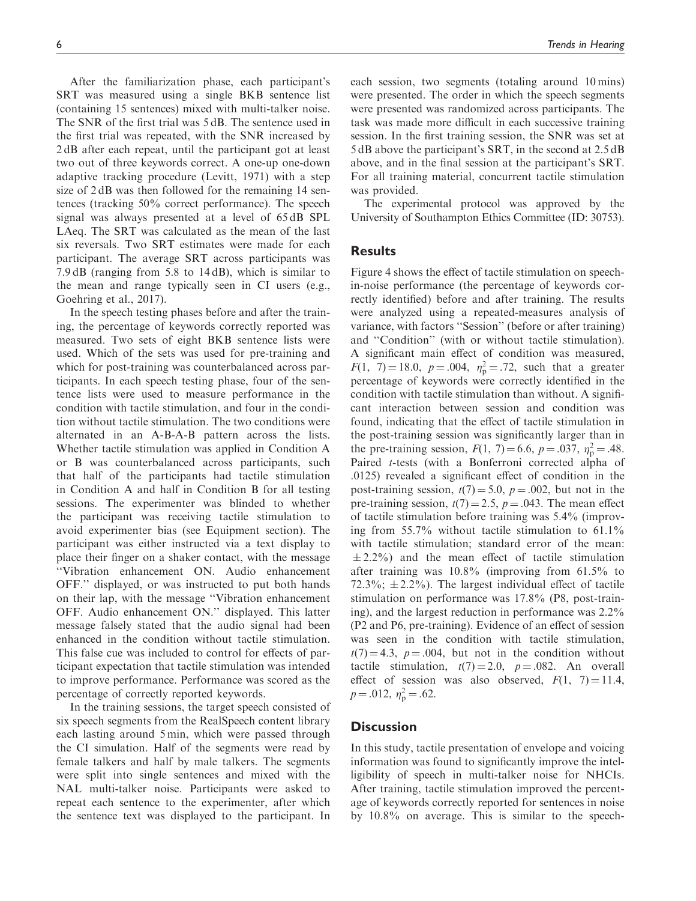After the familiarization phase, each participant's SRT was measured using a single BKB sentence list (containing 15 sentences) mixed with multi-talker noise. The SNR of the first trial was 5 dB. The sentence used in the first trial was repeated, with the SNR increased by 2 dB after each repeat, until the participant got at least two out of three keywords correct. A one-up one-down adaptive tracking procedure (Levitt, 1971) with a step size of 2 dB was then followed for the remaining 14 sentences (tracking 50% correct performance). The speech signal was always presented at a level of 65 dB SPL LAeq. The SRT was calculated as the mean of the last six reversals. Two SRT estimates were made for each participant. The average SRT across participants was 7.9 dB (ranging from 5.8 to 14 dB), which is similar to the mean and range typically seen in CI users (e.g., Goehring et al., 2017).

In the speech testing phases before and after the training, the percentage of keywords correctly reported was measured. Two sets of eight BKB sentence lists were used. Which of the sets was used for pre-training and which for post-training was counterbalanced across participants. In each speech testing phase, four of the sentence lists were used to measure performance in the condition with tactile stimulation, and four in the condition without tactile stimulation. The two conditions were alternated in an A-B-A-B pattern across the lists. Whether tactile stimulation was applied in Condition A or B was counterbalanced across participants, such that half of the participants had tactile stimulation in Condition A and half in Condition B for all testing sessions. The experimenter was blinded to whether the participant was receiving tactile stimulation to avoid experimenter bias (see Equipment section). The participant was either instructed via a text display to place their finger on a shaker contact, with the message "Vibration enhancement ON. Audio enhancement OFF." displayed, or was instructed to put both hands on their lap, with the message "Vibration enhancement OFF. Audio enhancement ON." displayed. This latter message falsely stated that the audio signal had been enhanced in the condition without tactile stimulation. This false cue was included to control for effects of participant expectation that tactile stimulation was intended to improve performance. Performance was scored as the percentage of correctly reported keywords.

In the training sessions, the target speech consisted of six speech segments from the RealSpeech content library each lasting around 5 min, which were passed through the CI simulation. Half of the segments were read by female talkers and half by male talkers. The segments were split into single sentences and mixed with the NAL multi-talker noise. Participants were asked to repeat each sentence to the experimenter, after which the sentence text was displayed to the participant. In each session, two segments (totaling around 10 mins) were presented. The order in which the speech segments were presented was randomized across participants. The task was made more difficult in each successive training session. In the first training session, the SNR was set at 5 dB above the participant's SRT, in the second at 2.5 dB above, and in the final session at the participant's SRT. For all training material, concurrent tactile stimulation was provided.

The experimental protocol was approved by the University of Southampton Ethics Committee (ID: 30753).

## Results

Figure 4 shows the effect of tactile stimulation on speech-in-noise performance (the percentage of keywords correctly identified) before and after training. The results were analyzed using a repeated-measures analysis of variance, with factors "Session" (before or after training) and "Condition" (with or without tactile stimulation). A significant main effect of condition was measured, $F(1, 7) = 18.0$, $p = .004$, $\eta_p^2 = .72$, such that a greater percentage of keywords were correctly identified in the condition with tactile stimulation than without. A significant interaction between session and condition was found, indicating that the effect of tactile stimulation in the post-training session was significantly larger than in the pre-training session, $F(1, 7) = 6.6$, $p = .037$, $\eta_p^2 = .48$. Paired *t*-tests (with a Bonferroni corrected alpha of .0125) revealed a significant effect of condition in the post-training session, $t(7) = 5.0$, $p = .002$, but not in the pre-training session, $t(7) = 2.5$, $p = .043$. The mean effect of tactile stimulation before training was 5.4% (improving from 55.7% without tactile stimulation to 61.1% with tactile stimulation; standard error of the mean: $\pm 2.2\%$) and the mean effect of tactile stimulation after training was 10.8% (improving from 61.5% to 72.3%; $\pm 2.2\%$). The largest individual effect of tactile stimulation on performance was 17.8% (P8, post-training), and the largest reduction in performance was 2.2% (P2 and P6, pre-training). Evidence of an effect of session was seen in the condition with tactile stimulation, $t(7) = 4.3$, $p = .004$, but not in the condition without tactile stimulation, $t(7) = 2.0$, $p = .082$. An overall effect of session was also observed, $F(1, 7) = 11.4$, $p = .012$, $\eta_p^2 = .62$.

## Discussion

In this study, tactile presentation of envelope and voicing information was found to significantly improve the intelligibility of speech in multi-talker noise for NHCIs. After training, tactile stimulation improved the percentage of keywords correctly reported for sentences in noise by 10.8% on average. This is similar to the speech-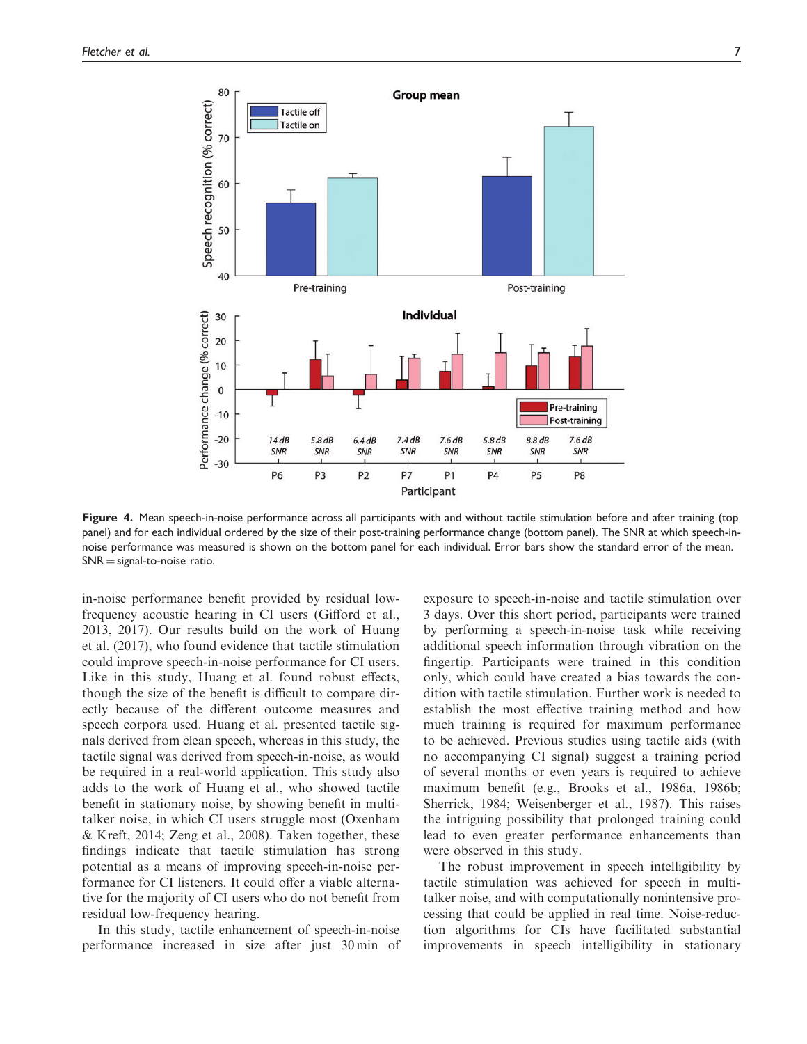Figure 4. Mean speech-in-noise performance across all participants with and without tactile stimulation before and after training (top panel) and for each individual ordered by the size of their post-training performance change (bottom panel). The SNR at which speech-in-noise performance was measured is shown on the bottom panel for each individual. Error bars show the standard error of the mean. SNR = signal-to-noise ratio.

in-noise performance benefit provided by residual low-frequency acoustic hearing in CI users (Gifford et al., 2013, 2017). Our results build on the work of Huang et al. (2017), who found evidence that tactile stimulation could improve speech-in-noise performance for CI users. Like in this study, Huang et al. found robust effects, though the size of the benefit is difficult to compare directly because of the different outcome measures and speech corpora used. Huang et al. presented tactile signals derived from clean speech, whereas in this study, the tactile signal was derived from speech-in-noise, as would be required in a real-world application. This study also adds to the work of Huang et al., who showed tactile benefit in stationary noise, by showing benefit in multi-talker noise, in which CI users struggle most (Oxenham & Kreft, 2014; Zeng et al., 2008). Taken together, these findings indicate that tactile stimulation has strong potential as a means of improving speech-in-noise performance for CI listeners. It could offer a viable alternative for the majority of CI users who do not benefit from residual low-frequency hearing.

In this study, tactile enhancement of speech-in-noise performance increased in size after just 30 min of exposure to speech-in-noise and tactile stimulation over 3 days. Over this short period, participants were trained by performing a speech-in-noise task while receiving additional speech information through vibration on the fingertip. Participants were trained in this condition only, which could have created a bias towards the condition with tactile stimulation. Further work is needed to establish the most effective training method and how much training is required for maximum performance to be achieved. Previous studies using tactile aids (with no accompanying CI signal) suggest a training period of several months or even years is required to achieve maximum benefit (e.g., Brooks et al., 1986a, 1986b; Sherrick, 1984; Weisenberger et al., 1987). This raises the intriguing possibility that prolonged training could lead to even greater performance enhancements than were observed in this study.

The robust improvement in speech intelligibility by tactile stimulation was achieved for speech in multi-talker noise, and with computationally nonintensive processing that could be applied in real time. Noise-reduction algorithms for CIs have facilitated substantial improvements in speech intelligibility in stationary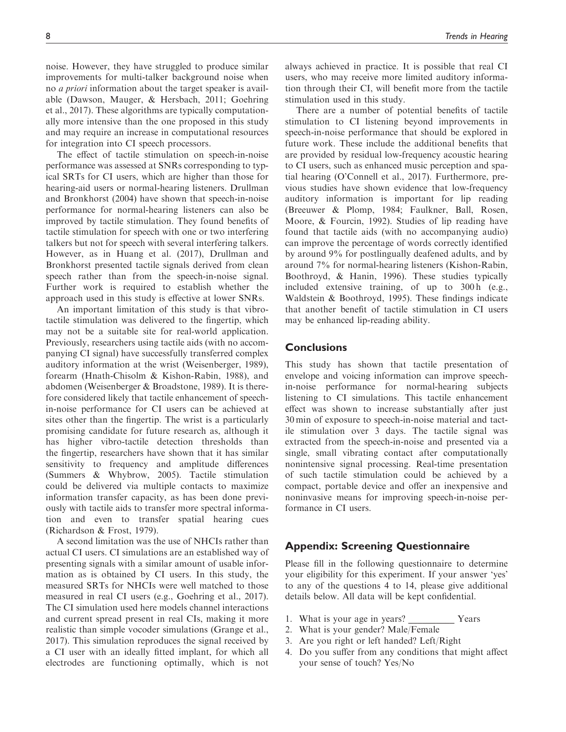noise. However, they have struggled to produce similar improvements for multi-talker background noise when no *a priori* information about the target speaker is available (Dawson, Mauger, & Hersbach, 2011; Goehring et al., 2017). These algorithms are typically computationally more intensive than the one proposed in this study and may require an increase in computational resources for integration into CI speech processors.

The effect of tactile stimulation on speech-in-noise performance was assessed at SNRs corresponding to typical SRTs for CI users, which are higher than those for hearing-aid users or normal-hearing listeners. Drullman and Bronkhorst (2004) have shown that speech-in-noise performance for normal-hearing listeners can also be improved by tactile stimulation. They found benefits of tactile stimulation for speech with one or two interfering talkers but not for speech with several interfering talkers. However, as in Huang et al. (2017), Drullman and Bronkhorst presented tactile signals derived from clean speech rather than from the speech-in-noise signal. Further work is required to establish whether the approach used in this study is effective at lower SNRs.

An important limitation of this study is that vibrotactile stimulation was delivered to the fingertip, which may not be a suitable site for real-world application. Previously, researchers using tactile aids (with no accompanying CI signal) have successfully transferred complex auditory information at the wrist (Weisenberger, 1989), forearm (Hnath-Chisolm & Kishon-Rabin, 1988), and abdomen (Weisenberger & Broadstone, 1989). It is therefore considered likely that tactile enhancement of speech-in-noise performance for CI users can be achieved at sites other than the fingertip. The wrist is a particularly promising candidate for future research as, although it has higher vibro-tactile detection thresholds than the fingertip, researchers have shown that it has similar sensitivity to frequency and amplitude differences (Summers & Whybrow, 2005). Tactile stimulation could be delivered via multiple contacts to maximize information transfer capacity, as has been done previously with tactile aids to transfer more spectral information and even to transfer spatial hearing cues (Richardson & Frost, 1979).

A second limitation was the use of NHCIs rather than actual CI users. CI simulations are an established way of presenting signals with a similar amount of usable information as is obtained by CI users. In this study, the measured SRTs for NHCIs were well matched to those measured in real CI users (e.g., Goehring et al., 2017). The CI simulation used here models channel interactions and current spread present in real CIs, making it more realistic than simple vocoder simulations (Grange et al., 2017). This simulation reproduces the signal received by a CI user with an ideally fitted implant, for which all electrodes are functioning optimally, which is not always achieved in practice. It is possible that real CI users, who may receive more limited auditory information through their CI, will benefit more from the tactile stimulation used in this study.

There are a number of potential benefits of tactile stimulation to CI listening beyond improvements in speech-in-noise performance that should be explored in future work. These include the additional benefits that are provided by residual low-frequency acoustic hearing to CI users, such as enhanced music perception and spatial hearing (O'Connell et al., 2017). Furthermore, previous studies have shown evidence that low-frequency auditory information is important for lip reading (Breeuwer & Plomp, 1984; Faulkner, Ball, Rosen, Moore, & Fourcin, 1992). Studies of lip reading have found that tactile aids (with no accompanying audio) can improve the percentage of words correctly identified by around 9% for postlingually deafened adults, and by around 7% for normal-hearing listeners (Kishon-Rabin, Boothroyd, & Hanin, 1996). These studies typically included extensive training, of up to 300 h (e.g., Waldstein & Boothroyd, 1995). These findings indicate that another benefit of tactile stimulation in CI users may be enhanced lip-reading ability.

## Conclusions

This study has shown that tactile presentation of envelope and voicing information can improve speech-in-noise performance for normal-hearing subjects listening to CI simulations. This tactile enhancement effect was shown to increase substantially after just 30 min of exposure to speech-in-noise material and tactile stimulation over 3 days. The tactile signal was extracted from the speech-in-noise and presented via a single, small vibrating contact after computationally nonintensive signal processing. Real-time presentation of such tactile stimulation could be achieved by a compact, portable device and offer an inexpensive and noninvasive means for improving speech-in-noise performance in CI users.

## Appendix: Screening Questionnaire

Please fill in the following questionnaire to determine your eligibility for this experiment. If your answer 'yes' to any of the questions 4 to 14, please give additional details below. All data will be kept confidential.

1. What is your age in years? __________ Years
2. What is your gender? Male/Female
3. Are you right or left handed? Left/Right
4. Do you suffer from any conditions that might affect your sense of touch? Yes/No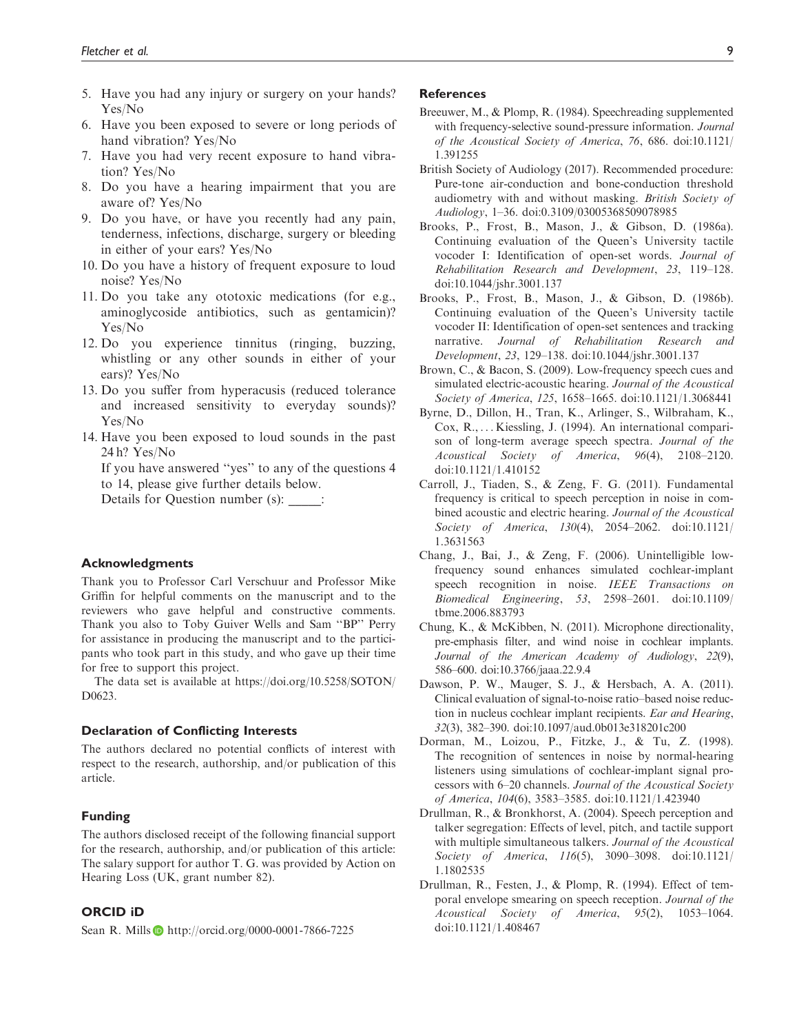5. Have you had any injury or surgery on your hands? Yes/No
6. Have you been exposed to severe or long periods of hand vibration? Yes/No
7. Have you had very recent exposure to hand vibration? Yes/No
8. Do you have a hearing impairment that you are aware of? Yes/No
9. Do you have, or have you recently had any pain, tenderness, infections, discharge, surgery or bleeding in either of your ears? Yes/No
10. Do you have a history of frequent exposure to loud noise? Yes/No
11. Do you take any ototoxic medications (for e.g., aminoglycoside antibiotics, such as gentamicin)? Yes/No
12. Do you experience tinnitus (ringing, buzzing, whistling or any other sounds in either of your ears)? Yes/No
13. Do you suffer from hyperacusis (reduced tolerance and increased sensitivity to everyday sounds)? Yes/No
14. Have you been exposed to loud sounds in the past 24 h? Yes/No

    If you have answered "yes" to any of the questions 4 to 14, please give further details below.
    Details for Question number (s): _____:

## Acknowledgments

Thank you to Professor Carl Verschuur and Professor Mike Griffin for helpful comments on the manuscript and to the reviewers who gave helpful and constructive comments. Thank you also to Toby Guiver Wells and Sam "BP" Perry for assistance in producing the manuscript and to the participants who took part in this study, and who gave up their time for free to support this project.

The data set is available at https://doi.org/10.5258/SOTON/D0623.

## Declaration of Conflicting Interests

The authors declared no potential conflicts of interest with respect to the research, authorship, and/or publication of this article.

## Funding

The authors disclosed receipt of the following financial support for the research, authorship, and/or publication of this article: The salary support for author T. G. was provided by Action on Hearing Loss (UK, grant number 82).

## ORCID iD

Sean R. Mills http://orcid.org/0000-0001-7866-7225

## References

Breeuwer, M., & Plomp, R. (1984). Speechreading supplemented with frequency-selective sound-pressure information. *Journal of the Acoustical Society of America*, *76*, 686. doi:10.1121/1.391255

British Society of Audiology (2017). Recommended procedure: Pure-tone air-conduction and bone-conduction threshold audiometry with and without masking. *British Society of Audiology*, 1–36. doi:0.3109/03005368509078985

Brooks, P., Frost, B., Mason, J., & Gibson, D. (1986a). Continuing evaluation of the Queen's University tactile vocoder I: Identification of open-set words. *Journal of Rehabilitation Research and Development*, *23*, 119–128. doi:10.1044/jshr.3001.137

Brooks, P., Frost, B., Mason, J., & Gibson, D. (1986b). Continuing evaluation of the Queen's University tactile vocoder II: Identification of open-set sentences and tracking narrative. *Journal of Rehabilitation Research and Development*, *23*, 129–138. doi:10.1044/jshr.3001.137

Brown, C., & Bacon, S. (2009). Low-frequency speech cues and simulated electric-acoustic hearing. *Journal of the Acoustical Society of America*, *125*, 1658–1665. doi:10.1121/1.3068441

Byrne, D., Dillon, H., Tran, K., Arlinger, S., Wilbraham, K., Cox, R., ... Kiessling, J. (1994). An international comparison of long-term average speech spectra. *Journal of the Acoustical Society of America*, *96*(4), 2108–2120. doi:10.1121/1.410152

Carroll, J., Tiaden, S., & Zeng, F. G. (2011). Fundamental frequency is critical to speech perception in noise in combined acoustic and electric hearing. *Journal of the Acoustical Society of America*, *130*(4), 2054–2062. doi:10.1121/1.3631563

Chang, J., Bai, J., & Zeng, F. (2006). Unintelligible low-frequency sound enhances simulated cochlear-implant speech recognition in noise. *IEEE Transactions on Biomedical Engineering*, *53*, 2598–2601. doi:10.1109/tbme.2006.883793

Chung, K., & McKibben, N. (2011). Microphone directionality, pre-emphasis filter, and wind noise in cochlear implants. *Journal of the American Academy of Audiology*, *22*(9), 586–600. doi:10.3766/jaaa.22.9.4

Dawson, P. W., Mauger, S. J., & Hersbach, A. A. (2011). Clinical evaluation of signal-to-noise ratio–based noise reduction in nucleus cochlear implant recipients. *Ear and Hearing*, *32*(3), 382–390. doi:10.1097/aud.0b013e318201c200

Dorman, M., Loizou, P., Fitzke, J., & Tu, Z. (1998). The recognition of sentences in noise by normal-hearing listeners using simulations of cochlear-implant signal processors with 6–20 channels. *Journal of the Acoustical Society of America*, *104*(6), 3583–3585. doi:10.1121/1.423940

Drullman, R., & Bronkhorst, A. (2004). Speech perception and talker segregation: Effects of level, pitch, and tactile support with multiple simultaneous talkers. *Journal of the Acoustical Society of America*, *116*(5), 3090–3098. doi:10.1121/1.1802535

Drullman, R., Festen, J., & Plomp, R. (1994). Effect of temporal envelope smearing on speech reception. *Journal of the Acoustical Society of America*, *95*(2), 1053–1064. doi:10.1121/1.408467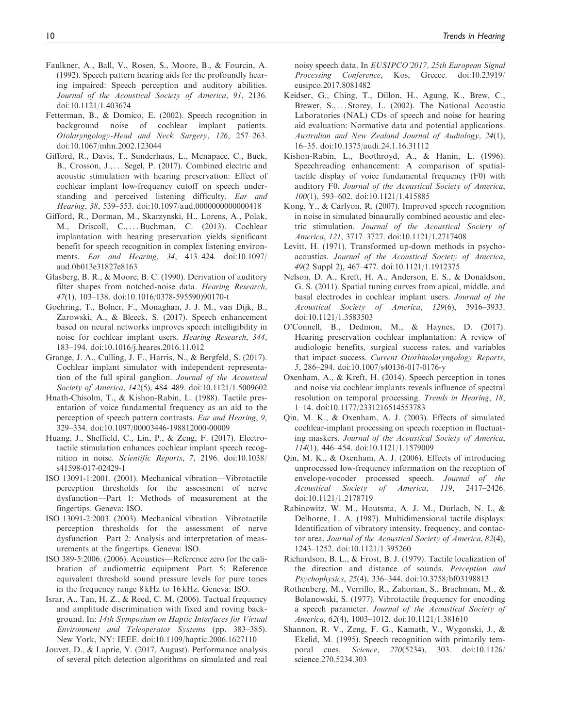Faulkner, A., Ball, V., Rosen, S., Moore, B., & Fourcin, A. (1992). Speech pattern hearing aids for the profoundly hearing impaired: Speech perception and auditory abilities. *Journal of the Acoustical Society of America*, *91*, 2136. doi:10.1121/1.403674

Fetterman, B., & Domico, E. (2002). Speech recognition in background noise of cochlear implant patients. *Otolaryngology-Head and Neck Surgery*, *126*, 257–263. doi:10.1067/mhn.2002.123044

Gifford, R., Davis, T., Sunderhaus, L., Menapace, C., Buck, B., Crosson, J., ... Segel, P. (2017). Combined electric and acoustic stimulation with hearing preservation: Effect of cochlear implant low-frequency cutoff on speech understanding and perceived listening difficulty. *Ear and Hearing*, *38*, 539–553. doi:10.1097/aud.0000000000000418

Gifford, R., Dorman, M., Skarzynski, H., Lorens, A., Polak, M., Driscoll, C., ... Buchman, C. (2013). Cochlear implantation with hearing preservation yields significant benefit for speech recognition in complex listening environments. *Ear and Hearing*, *34*, 413–424. doi:10.1097/aud.0b013e31827e8163

Glasberg, B. R., & Moore, B. C. (1990). Derivation of auditory filter shapes from notched-noise data. *Hearing Research*, *47*(1), 103–138. doi:10.1016/0378-595590)90170-t

Goehring, T., Bolner, F., Monaghan, J. J. M., van Dijk, B., Zarowski, A., & Bleeck, S. (2017). Speech enhancement based on neural networks improves speech intelligibility in noise for cochlear implant users. *Hearing Research*, *344*, 183–194. doi:10.1016/j.heares.2016.11.012

Grange, J. A., Culling, J. F., Harris, N., & Bergfeld, S. (2017). Cochlear implant simulator with independent representation of the full spiral ganglion. *Journal of the Acoustical Society of America*, *142*(5), 484–489. doi:10.1121/1.5009602

Hnath-Chisolm, T., & Kishon-Rabin, L. (1988). Tactile presentation of voice fundamental frequency as an aid to the perception of speech pattern contrasts. *Ear and Hearing*, *9*, 329–334. doi:10.1097/00003446-198812000-00009

Huang, J., Sheffield, C., Lin, P., & Zeng, F. (2017). Electro-tactile stimulation enhances cochlear implant speech recognition in noise. *Scientific Reports*, *7*, 2196. doi:10.1038/s41598-017-02429-1

ISO 13091-1:2001. (2001). Mechanical vibration—Vibrotactile perception thresholds for the assessment of nerve dysfunction—Part 1: Methods of measurement at the fingertips. Geneva: ISO.

ISO 13091-2:2003. (2003). Mechanical vibration—Vibrotactile perception thresholds for the assessment of nerve dysfunction—Part 2: Analysis and interpretation of measurements at the fingertips. Geneva: ISO.

ISO 389-5:2006. (2006). Acoustics—Reference zero for the calibration of audiometric equipment—Part 5: Reference equivalent threshold sound pressure levels for pure tones in the frequency range 8 kHz to 16 kHz. Geneva: ISO.

Israr, A., Tan, H. Z., & Reed, C. M. (2006). Tactual frequency and amplitude discrimination with fixed and roving background. In: *14th Symposium on Haptic Interfaces for Virtual Environment and Teleoperator Systems* (pp. 383–385). New York, NY: IEEE. doi:10.1109/haptic.2006.1627110

Jouvet, D., & Laprie, Y. (2017, August). Performance analysis of several pitch detection algorithms on simulated and real noisy speech data. In *EUSIPCO'2017, 25th European Signal Processing Conference*, Kos, Greece. doi:10.23919/eusipco.2017.8081482

Keidser, G., Ching, T., Dillon, H., Agung, K., Brew, C., Brewer, S., ... Storey, L. (2002). The National Acoustic Laboratories (NAL) CDs of speech and noise for hearing aid evaluation: Normative data and potential applications. *Australian and New Zealand Journal of Audiology*, *24*(1), 16–35. doi:10.1375/audi.24.1.16.31112

Kishon-Rabin, L., Boothroyd, A., & Hanin, L. (1996). Speechreading enhancement: A comparison of spatial-tactile display of voice fundamental frequency (F0) with auditory F0. *Journal of the Acoustical Society of America*, *100*(1), 593–602. doi:10.1121/1.415885

Kong, Y., & Carlyon, R. (2007). Improved speech recognition in noise in simulated binaurally combined acoustic and electric stimulation. *Journal of the Acoustical Society of America*, *121*, 3717–3727. doi:10.1121/1.2717408

Levitt, H. (1971). Transformed up-down methods in psychoacoustics. *Journal of the Acoustical Society of America*, *49*(2 Suppl 2), 467–477. doi:10.1121/1.1912375

Nelson, D. A., Kreft, H. A., Anderson, E. S., & Donaldson, G. S. (2011). Spatial tuning curves from apical, middle, and basal electrodes in cochlear implant users. *Journal of the Acoustical Society of America*, *129*(6), 3916–3933. doi:10.1121/1.3583503

O'Connell, B., Dedmon, M., & Haynes, D. (2017). Hearing preservation cochlear implantation: A review of audiologic benefits, surgical success rates, and variables that impact success. *Current Otorhinolaryngology Reports*, *5*, 286–294. doi:10.1007/s40136-017-0176-y

Oxenham, A., & Kreft, H. (2014). Speech perception in tones and noise via cochlear implants reveals influence of spectral resolution on temporal processing. *Trends in Hearing*, *18*, 1–14. doi:10.1177/2331216514553783

Qin, M. K., & Oxenham, A. J. (2003). Effects of simulated cochlear-implant processing on speech reception in fluctuating maskers. *Journal of the Acoustical Society of America*, *114*(1), 446–454. doi:10.1121/1.1579009

Qin, M. K., & Oxenham, A. J. (2006). Effects of introducing unprocessed low-frequency information on the reception of envelope-vocoder processed speech. *Journal of the Acoustical Society of America*, *119*, 2417–2426. doi:10.1121/1.2178719

Rabinowitz, W. M., Houtsma, A. J. M., Durlach, N. I., & Delhorne, L. A. (1987). Multidimensional tactile displays: Identification of vibratory intensity, frequency, and contactor area. *Journal of the Acoustical Society of America*, *82*(4), 1243–1252. doi:10.1121/1.395260

Richardson, B. L., & Frost, B. J. (1979). Tactile localization of the direction and distance of sounds. *Perception and Psychophysics*, *25*(4), 336–344. doi:10.3758/bf03198813

Rothenberg, M., Verrillo, R., Zahorian, S., Brachman, M., & Bolanowski, S. (1977). Vibrotactile frequency for encoding a speech parameter. *Journal of the Acoustical Society of America*, *62*(4), 1003–1012. doi:10.1121/1.381610

Shannon, R. V., Zeng, F. G., Kamath, V., Wygonski, J., & Ekelid, M. (1995). Speech recognition with primarily temporal cues. *Science*, *270*(5234), 303. doi:10.1126/science.270.5234.303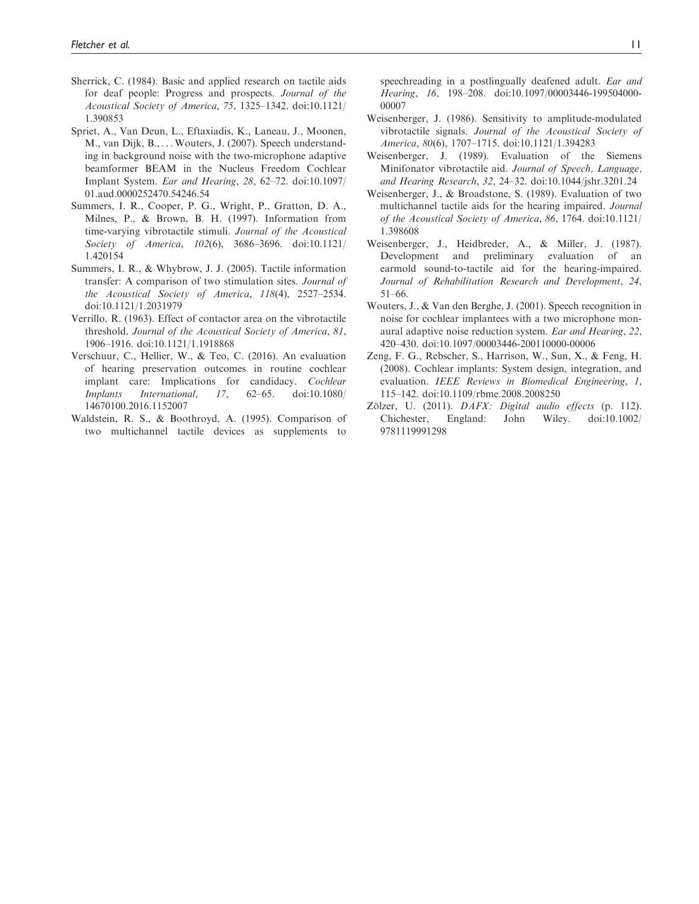Sherrick, C. (1984). Basic and applied research on tactile aids for deaf people: Progress and prospects. *Journal of the Acoustical Society of America*, *75*, 1325–1342. doi:10.1121/1.390853

Spriet, A., Van Deun, L., Eftaxiadis, K., Laneau, J., Moonen, M., van Dijk, B., . . . Wouters, J. (2007). Speech understanding in background noise with the two-microphone adaptive beamformer BEAM in the Nucleus Freedom Cochlear Implant System. *Ear and Hearing*, *28*, 62–72. doi:10.1097/01.aud.0000252470.54246.54

Summers, I. R., Cooper, P. G., Wright, P., Gratton, D. A., Milnes, P., & Brown, B. H. (1997). Information from time-varying vibrotactile stimuli. *Journal of the Acoustical Society of America*, *102*(6), 3686–3696. doi:10.1121/1.420154

Summers, I. R., & Whybrow, J. J. (2005). Tactile information transfer: A comparison of two stimulation sites. *Journal of the Acoustical Society of America*, *118*(4), 2527–2534. doi:10.1121/1.2031979

Verrillo, R. (1963). Effect of contactor area on the vibrotactile threshold. *Journal of the Acoustical Society of America*, *81*, 1906–1916. doi:10.1121/1.1918868

Verschuur, C., Hellier, W., & Teo, C. (2016). An evaluation of hearing preservation outcomes in routine cochlear implant care: Implications for candidacy. *Cochlear Implants International*, *17*, 62–65. doi:10.1080/14670100.2016.1152007

Waldstein, R. S., & Boothroyd, A. (1995). Comparison of two multichannel tactile devices as supplements to speechreading in a postlingually deafened adult. *Ear and Hearing*, *16*, 198–208. doi:10.1097/00003446-199504000-00007

Weisenberger, J. (1986). Sensitivity to amplitude-modulated vibrotactile signals. *Journal of the Acoustical Society of America*, *80*(6), 1707–1715. doi:10.1121/1.394283

Weisenberger, J. (1989). Evaluation of the Siemens Minifonator vibrotactile aid. *Journal of Speech, Language, and Hearing Research*, *32*, 24–32. doi:10.1044/jshr.3201.24

Weisenberger, J., & Broadstone, S. (1989). Evaluation of two multichannel tactile aids for the hearing impaired. *Journal of the Acoustical Society of America*, *86*, 1764. doi:10.1121/1.398608

Weisenberger, J., Heidbreder, A., & Miller, J. (1987). Development and preliminary evaluation of an earmold sound-to-tactile aid for the hearing-impaired. *Journal of Rehabilitation Research and Development*, *24*, 51–66.

Wouters, J., & Van den Berghe, J. (2001). Speech recognition in noise for cochlear implantees with a two microphone monaural adaptive noise reduction system. *Ear and Hearing*, *22*, 420–430. doi:10.1097/00003446-200110000-00006

Zeng, F. G., Rebscher, S., Harrison, W., Sun, X., & Feng, H. (2008). Cochlear implants: System design, integration, and evaluation. *IEEE Reviews in Biomedical Engineering*, *1*, 115–142. doi:10.1109/rbme.2008.2008250

Zölzer, U. (2011). *DAFX: Digital audio effects* (p. 112). Chichester, England: John Wiley. doi:10.1002/9781119991298